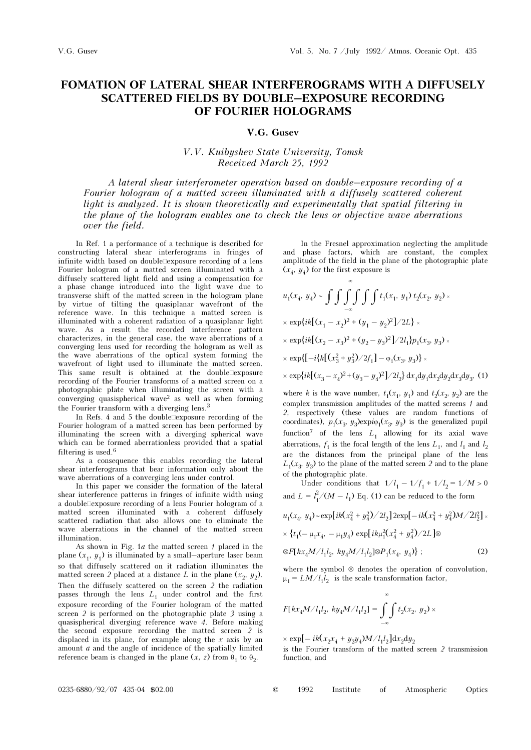# FOMATION OF LATERAL SHEAR INTERFEROGRAMS WITH A DIFFUSELY SCATTERED FIELDS BY DOUBLE–EXPOSURE RECORDING OF FOURIER HOLOGRAMS

**V.G. Gusev**

*V.V. Kuibyshev State University, Tomsk*
*Received March 25, 1992*

*A lateral shear interferometer operation based on double–exposure recording of a Fourier hologram of a matted screen illuminated with a diffusely scattered coherent light is analyzed. It is shown theoretically and experimentally that spatial filtering in the plane of the hologram enables one to check the lens or objective wave aberrations over the field.*

In Ref. 1 a performance of a technique is described for constructing lateral shear interferograms in fringes of infinite width based on double-exposure recording of a lens Fourier hologram of a matted screen illuminated with a diffusely scattered light field and using a compensation for a phase change introduced into the light wave due to transverse shift of the matted screen in the hologram plane by virtue of tilting the quasiplanar wavefront of the reference wave. In this technique a matted screen is illuminated with a coherent radiation of a quasiplanar light wave. As a result the recorded interference pattern characterizes, in the general case, the wave aberrations of a converging lens used for recording the hologram as well as the wave aberrations of the optical system forming the wavefront of light used to illuminate the matted screen. This same result is obtained at the double-exposure recording of the Fourier transforms of a matted screen on a photographic plate when illuminating the screen with a converging quasispherical wave[2] as well as when forming the Fourier transform with a diverging lens.[3]

In Refs. 4 and 5 the double-exposure recording of the Fourier hologram of a matted screen has been performed by illuminating the screen with a diverging spherical wave which can be formed aberrationless provided that a spatial filtering is used.[6]

As a consequence this enables recording the lateral shear interferograms that bear information only about the wave aberrations of a converging lens under control.

In this paper we consider the formation of the lateral shear interference patterns in fringes of infinite width using a double-exposure recording of a lens Fourier hologram of a matted screen illuminated with a coherent diffusely scattered radiation that also allows one to eliminate the wave aberrations in the channel of the matted screen illumination.

As shown in Fig. 1*a* the matted screen *1* placed in the plane $(x_1, y_1)$ is illuminated by a small–aperture laser beam so that diffusely scattered on it radiation illuminates the matted screen *2* placed at a distance $L$ in the plane $(x_2, y_2)$. Then the diffusely scattered on the screen *2* the radiation passes through the lens $L_1$ under control and the first exposure recording of the Fourier hologram of the matted screen *2* is performed on the photographic plate *3* using a quasispherical diverging reference wave *4*. Before making the second exposure recording the matted screen *2* is displaced in its plane, for example along the $x$ axis by an amount $a$ and the angle of incidence of the spatially limited reference beam is changed in the plane $(x, z)$ from $\theta_1$ to $\theta_2$.

In the Fresnel approximation neglecting the amplitude and phase factors, which are constant, the complex amplitude of the field in the plane of the photographic plate $(x_4, y_4)$ for the first exposure is

$$u_1(x_4, y_4) \sim \int\int\int\int\int\int_{-\infty}^{\infty} t_1(x_1, y_1)\, t_2(x_2, y_2) \times$$
$$\times \exp\{ik[(x_1 - x_2)^2 + (y_1 - y_2)^2]/2L\} \times$$
$$\times \exp\{ik[(x_2 - x_3)^2 + (y_2 - y_3)^2]/2l_1\} p_1(x_3, y_3) \times$$
$$\times \exp\{[-i\{k[(x_3^2 + y_3^2)/2f_1] - \varphi_1(x_3, y_3)\}\} \times$$
$$\times \exp\{ik[(x_3 - x_4)^2 + (y_3 - y_4)^2]/2l_2\}\, dx_1 dy_1 dx_2 dy_2 dx_3 dy_3, \quad (1)$$

where $k$ is the wave number, $t_1(x_1, y_1)$ and $t_2(x_2, y_2)$ are the complex transmission amplitudes of the matted screens *1* and *2*, respectively (these values are random functions of coordinates), $p_1(x_3, y_3)\exp i\varphi_1(x_3, y_3)$ is the generalized pupil function[7] of the lens $L_1$ allowing for its axial wave aberrations, $f_1$ is the focal length of the lens $L_1$, and $l_1$ and $l_2$ are the distances from the principal plane of the lens $L_1(x_3, y_3)$ to the plane of the matted screen *2* and to the plane of the photographic plate.

Under conditions that $1/l_1 - 1/f_1 + 1/l_2 = 1/M > 0$ and $L = l_1^2/(M - l_1)$ Eq. (1) can be reduced to the form

$$u_1(x_4, y_4) \sim \exp[ik(x_4^2 + y_4^2)/2l_2]\, 2\exp[-ik(x_4^2 + y_4^2)M/2l_2^2] \times$$
$$\times \{t_1(-\mu_1 x_4, -\mu_1 y_4) \exp[ik\mu_1^2(x_4^2 + y_4^2)/2L] \otimes$$
$$\otimes F[kx_4 M/l_1 l_2,\ ky_4 M/l_1 l_2] \otimes P_1(x_4, y_4)\}\ ; \quad (2)$$

where the symbol $\otimes$ denotes the operation of convolution, $\mu_1 = LM/l_1 l_2$ is the scale transformation factor,

$$F[kx_4 M/l_1 l_2,\ ky_4 M/l_1 l_2] = \int\int_{-\infty}^{\infty} t_2(x_2, y_2) \times$$
$$\times \exp[-ik(x_2 x_4 + y_2 y_4)M/l_1 l_2]\, dx_2 dy_2$$

is the Fourier transform of the matted screen *2* transmission function, and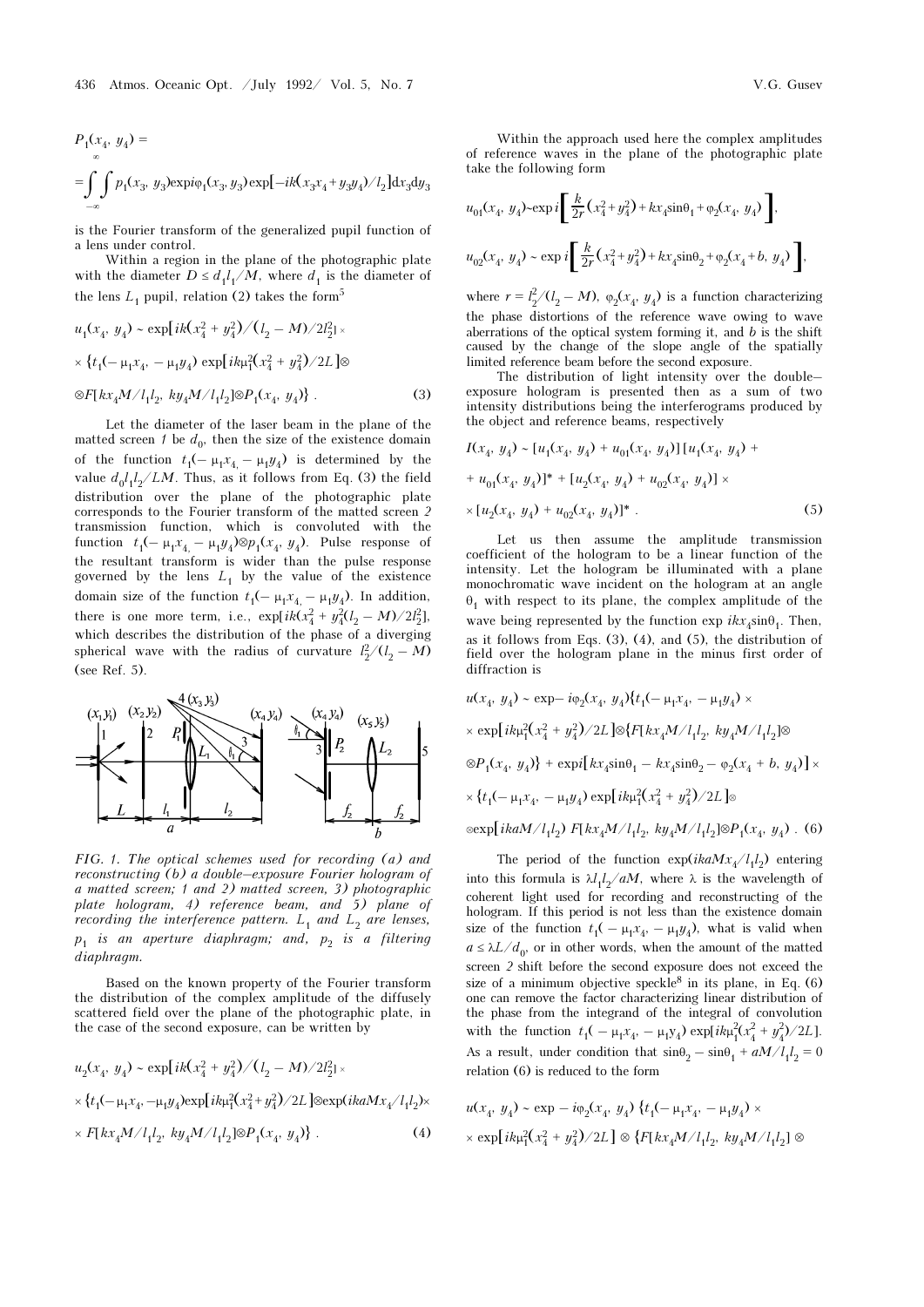$$P_1(x_4, y_4) =$$

$$= \int\int_{-\infty}^{\infty} p_1(x_3, y_3) \exp i\varphi_1(x_3, y_3) \exp[-ik(x_3 x_4 + y_3 y_4)/l_2] dx_3 dy_3$$

is the Fourier transform of the generalized pupil function of a lens under control.

Within a region in the plane of the photographic plate with the diameter $D \le d_1 l_1/M$, where $d_1$ is the diameter of the lens $L_1$ pupil, relation (2) takes the form[5]

$$u_1(x_4, y_4) \sim \exp[ik(x_4^2 + y_4^2)/(l_2 - M)/2l_2^2] \times$$

$$\times \{t_1(-\mu_1 x_4, -\mu_1 y_4) \exp[ik\mu_1^2(x_4^2 + y_4^2)/2L] \otimes$$

$$\otimes F[kx_4 M/l_1 l_2, ky_4 M/l_1 l_2] \otimes P_1(x_4, y_4)\} . \quad (3)$$

Let the diameter of the laser beam in the plane of the matted screen *1* be $d_0$, then the size of the existence domain of the function $t_1(-\mu_1 x_4, -\mu_1 y_4)$ is determined by the value $d_0 l_1 l_2/LM$. Thus, as it follows from Eq. (3) the field distribution over the plane of the photographic plate corresponds to the Fourier transform of the matted screen *2* transmission function, which is convoluted with the function $t_1(-\mu_1 x_4, -\mu_1 y_4) \otimes p_1(x_4, y_4)$. Pulse response of the resultant transform is wider than the pulse response governed by the lens $L_1$ by the value of the existence domain size of the function $t_1(-\mu_1 x_4, -\mu_1 y_4)$. In addition, there is one more term, i.e., $\exp[ik(x_4^2 + y_4^2(l_2 - M)/2l_2^2]$, which describes the distribution of the phase of a diverging spherical wave with the radius of curvature $l_2^2/(l_2 - M)$ (see Ref. 5).

*FIG. 1. The optical schemes used for recording (a) and reconstructing (b) a double–exposure Fourier hologram of a matted screen; 1 and 2) matted screen, 3) photographic plate hologram, 4) reference beam, and 5) plane of recording the interference pattern. $L_1$ and $L_2$ are lenses, $p_1$ is an aperture diaphragm; and, $p_2$ is a filtering diaphragm.*

Based on the known property of the Fourier transform the distribution of the complex amplitude of the diffusely scattered field over the plane of the photographic plate, in the case of the second exposure, can be written by

$$u_2(x_4, y_4) \sim \exp[ik(x_4^2 + y_4^2)/(l_2 - M)/2l_2^2] \times$$

$$\times \{t_1(-\mu_1 x_4, -\mu_1 y_4) \exp[ik\mu_1^2(x_4^2 + y_4^2)/2L] \otimes \exp(ikaMx_4/l_1 l_2) \times$$

$$\times F[kx_4 M/l_1 l_2, ky_4 M/l_1 l_2] \otimes P_1(x_4, y_4)\} . \quad (4)$$

Within the approach used here the complex amplitudes of reference waves in the plane of the photographic plate take the following form

$$u_{01}(x_4, y_4) \sim \exp i\left[\frac{k}{2r}(x_4^2 + y_4^2) + kx_4 \sin\theta_1 + \varphi_2(x_4, y_4)\right],$$

$$u_{02}(x_4, y_4) \sim \exp i\left[\frac{k}{2r}(x_4^2 + y_4^2) + kx_4 \sin\theta_2 + \varphi_2(x_4 + b, y_4)\right],$$

where $r = l_2^2/(l_2 - M)$, $\varphi_2(x_4, y_4)$ is a function characterizing the phase distortions of the reference wave owing to wave aberrations of the optical system forming it, and $b$ is the shift caused by the change of the slope angle of the spatially limited reference beam before the second exposure.

The distribution of light intensity over the double–exposure hologram is presented then as a sum of two intensity distributions being the interferograms produced by the object and reference beams, respectively

$$I(x_4, y_4) \sim [u_1(x_4, y_4) + u_{01}(x_4, y_4)] [u_1(x_4, y_4) +$$

$$+ u_{01}(x_4, y_4)]^* + [u_2(x_4, y_4) + u_{02}(x_4, y_4)] \times$$

$$\times [u_2(x_4, y_4) + u_{02}(x_4, y_4)]^* . \quad (5)$$

Let us then assume the amplitude transmission coefficient of the hologram to be a linear function of the intensity. Let the hologram be illuminated with a plane monochromatic wave incident on the hologram at an angle $\theta_1$ with respect to its plane, the complex amplitude of the wave being represented by the function $\exp ikx_4 \sin\theta_1$. Then, as it follows from Eqs. (3), (4), and (5), the distribution of field over the hologram plane in the minus first order of diffraction is

$$u(x_4, y_4) \sim \exp -i\varphi_2(x_4, y_4)\{t_1(-\mu_1 x_4, -\mu_1 y_4) \times$$

$$\times \exp[ik\mu_1^2(x_4^2 + y_4^2)/2L] \otimes \{F[kx_4 M/l_1 l_2, ky_4 M/l_1 l_2] \otimes$$

$$\otimes P_1(x_4, y_4)\} + \exp i[kx_4 \sin\theta_1 - kx_4 \sin\theta_2 - \varphi_2(x_4 + b, y_4)] \times$$

$$\times \{t_1(-\mu_1 x_4, -\mu_1 y_4) \exp[ik\mu_1^2(x_4^2 + y_4^2)/2L] \otimes$$

$$\otimes \exp[ikaM/l_1 l_2) F[kx_4 M/l_1 l_2, ky_4 M/l_1 l_2] \otimes P_1(x_4, y_4) . \quad (6)$$

The period of the function $\exp(ikaMx_4/l_1 l_2)$ entering into this formula is $\lambda l_1 l_2/aM$, where $\lambda$ is the wavelength of coherent light used for recording and reconstructing of the hologram. If this period is not less than the existence domain size of the function $t_1(-\mu_1 x_4, -\mu_1 y_4)$, what is valid when $a \le \lambda L/d_0$, or in other words, when the amount of the matted screen *2* shift before the second exposure does not exceed the size of a minimum objective speckle[8] in its plane, in Eq. (6) one can remove the factor characterizing linear distribution of the phase from the integrand of the integral of convolution with the function $t_1(-\mu_1 x_4, -\mu_1 y_4) \exp[ik\mu_1^2(x_4^2 + y_4^2)/2L]$. As a result, under condition that $\sin\theta_2 - \sin\theta_1 + aM/l_1 l_2 = 0$ relation (6) is reduced to the form

$$u(x_4, y_4) \sim \exp -i\varphi_2(x_4, y_4) \{t_1(-\mu_1 x_4, -\mu_1 y_4) \times$$

$$\times \exp[ik\mu_1^2(x_4^2 + y_4^2)/2L] \otimes \{F[kx_4 M/l_1 l_2, ky_4 M/l_1 l_2] \otimes$$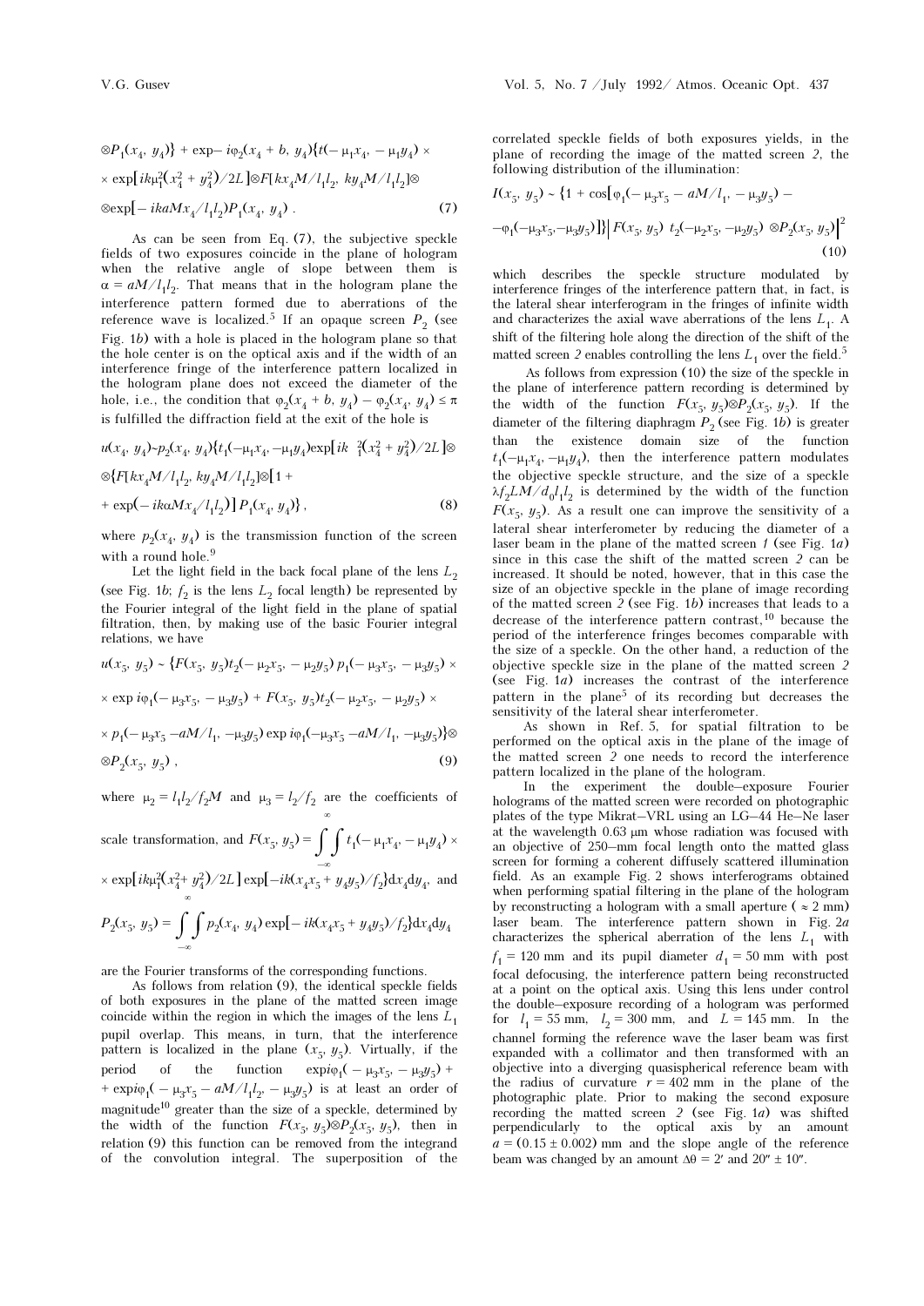$$\otimes P_1(x_4, y_4)\} + \exp - i\varphi_2(x_4 + b, y_4)\{t(-\mu_1 x_4, -\mu_1 y_4) \times$$

$$\times \exp[ik\mu_1^2(x_4^2 + y_4^2)/2L] \otimes F[kx_4M/l_1l_2, ky_4M/l_1l_2] \otimes$$

$$\otimes \exp[-ikaMx_4/l_1l_2) P_1(x_4, y_4) . \qquad (7)$$

As can be seen from Eq. (7), the subjective speckle fields of two exposures coincide in the plane of hologram when the relative angle of slope between them is $\alpha = aM/l_1l_2$. That means that in the hologram plane the interference pattern formed due to aberrations of the reference wave is localized.[5] If an opaque screen $P_2$ (see Fig. 1*b*) with a hole is placed in the hologram plane so that the hole center is on the optical axis and if the width of an interference fringe of the interference pattern localized in the hologram plane does not exceed the diameter of the hole, i.e., the condition that $\varphi_2(x_4 + b, y_4) - \varphi_2(x_4, y_4) \le \pi$ is fulfilled the diffraction field at the exit of the hole is

$$u(x_4, y_4) \sim p_2(x_4, y_4)\{t_1(-\mu_1x_4, -\mu_1y_4)\exp[ik\ {}^2_1(x_4^2 + y_4^2)/2L] \otimes$$

$$\otimes \{F[kx_4M/l_1l_2, ky_4M/l_1l_2] \otimes [1 +$$

$$+ \exp(-ik\alpha Mx_4/l_1l_2)] P_1(x_4, y_4)\} , \qquad (8)$$

where $p_2(x_4, y_4)$ is the transmission function of the screen with a round hole.[9]

Let the light field in the back focal plane of the lens $L_2$ (see Fig. 1*b*; $f_2$ is the lens $L_2$ focal length) be represented by the Fourier integral of the light field in the plane of spatial filtration, then, by making use of the basic Fourier integral relations, we have

$$u(x_5, y_5) \sim \{F(x_5, y_5)t_2(-\mu_2x_5, -\mu_2y_5)\, p_1(-\mu_3x_5, -\mu_3y_5) \times$$

$$\times \exp i\varphi_1(-\mu_3x_5, -\mu_3y_5) + F(x_5, y_5)t_2(-\mu_2x_5, -\mu_2y_5) \times$$

$$\times p_1(-\mu_3x_5 - aM/l_1, -\mu_3y_5) \exp i\varphi_1(-\mu_3x_5 - aM/l_1, -\mu_3y_5)\} \otimes$$

$$\otimes P_2(x_5, y_5) , \qquad (9)$$

where $\mu_2 = l_1l_2/f_2M$ and $\mu_3 = l_2/f_2$ are the coefficients of scale transformation, and $F(x_5, y_5) = \int\limits_{-\infty}^{\infty}\int t_1(-\mu_1x_4, -\mu_1y_4) \times \exp[ik\mu_1^2(x_4^2 + y_4^2)/2L] \exp[-ik(x_4x_5 + y_4y_5)/f_2] dx_4dy_4$, and $P_2(x_5, y_5) = \int\limits_{-\infty}^{\infty}\int p_2(x_4, y_4) \exp[-ik(x_4x_5 + y_4y_5)/f_2] dx_4dy_4$ are the Fourier transforms of the corresponding functions.

As follows from relation (9), the identical speckle fields of both exposures in the plane of the matted screen image coincide within the region in which the images of the lens $L_1$ pupil overlap. This means, in turn, that the interference pattern is localized in the plane $(x_5, y_5)$. Virtually, if the period of the function $\exp i\varphi_1(-\mu_3x_5, -\mu_3y_5) + \exp i\varphi_1(-\mu_3x_5 - aM/l_1l_2, -\mu_3y_5)$ is at least an order of magnitude[10] greater than the size of a speckle, determined by the width of the function $F(x_5, y_5) \otimes P_2(x_5, y_5)$, then in relation (9) this function can be removed from the integrand of the convolution integral. The superposition of the correlated speckle fields of both exposures yields, in the plane of recording the image of the matted screen 2, the following distribution of the illumination:

$$I(x_5, y_5) \sim \{1 + \cos[\varphi_1(-\mu_3x_5 - aM/l_1, -\mu_3y_5) -$$

$$-\varphi_1(-\mu_3x_5, -\mu_3y_5)]\} \left| F(x_5, y_5)\ t_2(-\mu_2x_5, -\mu_2y_5) \otimes P_2(x_5, y_5) \right|^2 \qquad (10)$$

which describes the speckle structure modulated by interference fringes of the interference pattern that, in fact, is the lateral shear interferogram in the fringes of infinite width and characterizes the axial wave aberrations of the lens $L_1$. A shift of the filtering hole along the direction of the shift of the matted screen 2 enables controlling the lens $L_1$ over the field.[5]

As follows from expression (10) the size of the speckle in the plane of interference pattern recording is determined by the width of the function $F(x_5, y_5) \otimes P_2(x_5, y_5)$. If the diameter of the filtering diaphragm $P_2$ (see Fig. 1*b*) is greater than the existence domain size of the function $t_1(-\mu_1x_4, -\mu_1y_4)$, then the interference pattern modulates the objective speckle structure, and the size of a speckle $\lambda f_2LM/d_0l_1l_2$ is determined by the width of the function $F(x_5, y_5)$. As a result one can improve the sensitivity of a lateral shear interferometer by reducing the diameter of a laser beam in the plane of the matted screen 1 (see Fig. 1*a*) since in this case the shift of the matted screen 2 can be increased. It should be noted, however, that in this case the size of an objective speckle in the plane of image recording of the matted screen 2 (see Fig. 1*b*) increases that leads to a decrease of the interference pattern contrast,[10] because the period of the interference fringes becomes comparable with the size of a speckle. On the other hand, a reduction of the objective speckle size in the plane of the matted screen 2 (see Fig. 1*a*) increases the contrast of the interference pattern in the plane[5] of its recording but decreases the sensitivity of the lateral shear interferometer.

As shown in Ref. 5, for spatial filtration to be performed on the optical axis in the plane of the image of the matted screen 2 one needs to record the interference pattern localized in the plane of the hologram.

In the experiment the double–exposure Fourier holograms of the matted screen were recorded on photographic plates of the type Mikrat–VRL using an LG–44 He–Ne laser at the wavelength 0.63 μm whose radiation was focused with an objective of 250–mm focal length onto the matted glass screen for forming a coherent diffusely scattered illumination field. As an example Fig. 2 shows interferograms obtained when performing spatial filtering in the plane of the hologram by reconstructing a hologram with a small aperture (≈ 2 mm) laser beam. The interference pattern shown in Fig. 2*a* characterizes the spherical aberration of the lens $L_1$ with $f_1 = 120$ mm and its pupil diameter $d_1 = 50$ mm with post focal defocusing, the interference pattern being reconstructed at a point on the optical axis. Using this lens under control the double–exposure recording of a hologram was performed for $l_1 = 55$ mm, $l_2 = 300$ mm, and $L = 145$ mm. In the channel forming the reference wave the laser beam was first expanded with a collimator and then transformed with an objective into a diverging quasispherical reference beam with the radius of curvature $r = 402$ mm in the plane of the photographic plate. Prior to making the second exposure recording the matted screen 2 (see Fig. 1*a*) was shifted perpendicularly to the optical axis by an amount $a = (0.15 \pm 0.002)$ mm and the slope angle of the reference beam was changed by an amount $\Delta\theta = 2'$ and $20'' \pm 10''$.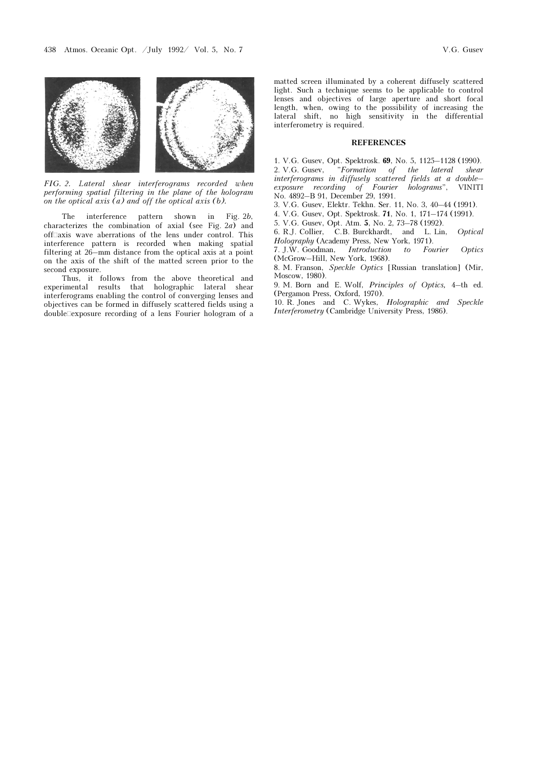*FIG. 2. Lateral shear interferograms recorded when performing spatial filtering in the plane of the hologram on the optical axis (a) and off the optical axis (b).*

The interference pattern shown in Fig. 2*b*, characterizes the combination of axial (see Fig. 2*a*) and off-axis wave aberrations of the lens under control. This interference pattern is recorded when making spatial filtering at 26–mm distance from the optical axis at a point on the axis of the shift of the matted screen prior to the second exposure.

Thus, it follows from the above theoretical and experimental results that holographic lateral shear interferograms enabling the control of converging lenses and objectives can be formed in diffusely scattered fields using a double-exposure recording of a lens Fourier hologram of a matted screen illuminated by a coherent diffusely scattered light. Such a technique seems to be applicable to control lenses and objectives of large aperture and short focal length, when, owing to the possibility of increasing the lateral shift, no high sensitivity in the differential interferometry is required.

## REFERENCES

1. V.G. Gusev, Opt. Spektrosk. **69**, No. 5, 1125–1128 (1990).
2. V.G. Gusev, "*Formation of the lateral shear interferograms in diffusely scattered fields at a double–exposure recording of Fourier holograms*", VINITI No. 4892–B 91, December 29, 1991.
3. V.G. Gusev, Elektr. Tekhn. Ser. 11, No. 3, 40–44 (1991).
4. V.G. Gusev, Opt. Spektrosk. **71**, No. 1, 171–174 (1991).
5. V.G. Gusev, Opt. Atm. **5**, No. 2, 73–78 (1992).
6. R.J. Collier, C.B. Burckhardt, and L. Lin, *Optical Holography* (Academy Press, New York, 1971).
7. J.W. Goodman, *Introduction to Fourier Optics* (McGrow–Hill, New York, 1968).
8. M. Franson, *Speckle Optics* [Russian translation] (Mir, Moscow, 1980).
9. M. Born and E. Wolf, *Principles of Optics,* 4–th ed. (Pergamon Press, Oxford, 1970).
10. R. Jones and C. Wykes, *Holographic and Speckle Interferometry* (Cambridge University Press, 1986).